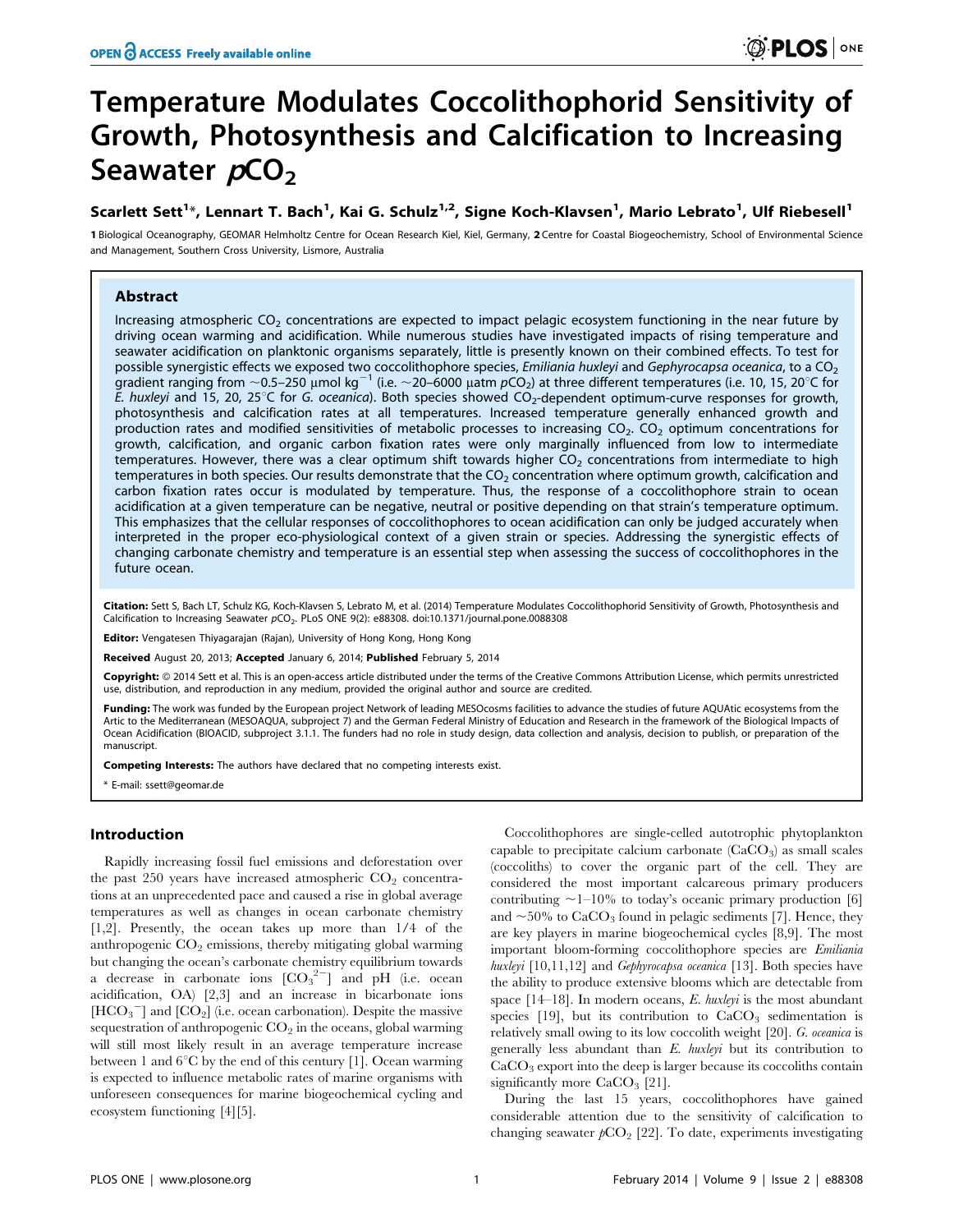# Temperature Modulates Coccolithophorid Sensitivity of Growth, Photosynthesis and Calcification to Increasing Seawater $pCO_2$

**Scarlett Sett[1]\*, Lennart T. Bach[1], Kai G. Schulz[1,2], Signe Koch-Klavsen[1], Mario Lebrato[1], Ulf Riebesell[1]**

[1] Biological Oceanography, GEOMAR Helmholtz Centre for Ocean Research Kiel, Kiel, Germany, [2] Centre for Coastal Biogeochemistry, School of Environmental Science and Management, Southern Cross University, Lismore, Australia

## Abstract

Increasing atmospheric $CO_2$ concentrations are expected to impact pelagic ecosystem functioning in the near future by driving ocean warming and acidification. While numerous studies have investigated impacts of rising temperature and seawater acidification on planktonic organisms separately, little is presently known on their combined effects. To test for possible synergistic effects we exposed two coccolithophore species, *Emiliania huxleyi* and *Gephyrocapsa oceanica*, to a $CO_2$ gradient ranging from ~0.5–250 µmol kg$^{-1}$ (i.e. ~20–6000 µatm $pCO_2$) at three different temperatures (i.e. 10, 15, 20°C for *E. huxleyi* and 15, 20, 25°C for *G. oceanica*). Both species showed $CO_2$-dependent optimum-curve responses for growth, photosynthesis and calcification rates at all temperatures. Increased temperature generally enhanced growth and production rates and modified sensitivities of metabolic processes to increasing $CO_2$. $CO_2$ optimum concentrations for growth, calcification, and organic carbon fixation rates were only marginally influenced from low to intermediate temperatures. However, there was a clear optimum shift towards higher $CO_2$ concentrations from intermediate to high temperatures in both species. Our results demonstrate that the $CO_2$ concentration where optimum growth, calcification and carbon fixation rates occur is modulated by temperature. Thus, the response of a coccolithophore strain to ocean acidification at a given temperature can be negative, neutral or positive depending on that strain's temperature optimum. This emphasizes that the cellular responses of coccolithophores to ocean acidification can only be judged accurately when interpreted in the proper eco-physiological context of a given strain or species. Addressing the synergistic effects of changing carbonate chemistry and temperature is an essential step when assessing the success of coccolithophores in the future ocean.

**Citation:** Sett S, Bach LT, Schulz KG, Koch-Klavsen S, Lebrato M, et al. (2014) Temperature Modulates Coccolithophorid Sensitivity of Growth, Photosynthesis and Calcification to Increasing Seawater $pCO_2$. PLoS ONE 9(2): e88308. doi:10.1371/journal.pone.0088308

**Editor:** Vengatesen Thiyagarajan (Rajan), University of Hong Kong, Hong Kong

**Received** August 20, 2013; **Accepted** January 6, 2014; **Published** February 5, 2014

**Copyright:** © 2014 Sett et al. This is an open-access article distributed under the terms of the Creative Commons Attribution License, which permits unrestricted use, distribution, and reproduction in any medium, provided the original author and source are credited.

**Funding:** The work was funded by the European project Network of leading MESOcosms facilities to advance the studies of future AQUAtic ecosystems from the Artic to the Mediterranean (MESOAQUA, subproject 7) and the German Federal Ministry of Education and Research in the framework of the Biological Impacts of Ocean Acidification (BIOACID, subproject 3.1.1. The funders had no role in study design, data collection and analysis, decision to publish, or preparation of the manuscript.

**Competing Interests:** The authors have declared that no competing interests exist.

\* E-mail: ssett@geomar.de

## Introduction

Rapidly increasing fossil fuel emissions and deforestation over the past 250 years have increased atmospheric $CO_2$ concentrations at an unprecedented pace and caused a rise in global average temperatures as well as changes in ocean carbonate chemistry [1,2]. Presently, the ocean takes up more than 1/4 of the anthropogenic $CO_2$ emissions, thereby mitigating global warming but changing the ocean's carbonate chemistry equilibrium towards a decrease in carbonate ions [$CO_3^{2-}$] and pH (i.e. ocean acidification, OA) [2,3] and an increase in bicarbonate ions [$HCO_3^-$] and [$CO_2$] (i.e. ocean carbonation). Despite the massive sequestration of anthropogenic $CO_2$ in the oceans, global warming will still most likely result in an average temperature increase between 1 and 6°C by the end of this century [1]. Ocean warming is expected to influence metabolic rates of marine organisms with unforeseen consequences for marine biogeochemical cycling and ecosystem functioning [4][5].

Coccolithophores are single-celled autotrophic phytoplankton capable to precipitate calcium carbonate ($CaCO_3$) as small scales (coccoliths) to cover the organic part of the cell. They are considered the most important calcareous primary producers contributing ~1–10% to today's oceanic primary production [6] and ~50% to $CaCO_3$ found in pelagic sediments [7]. Hence, they are key players in marine biogeochemical cycles [8,9]. The most important bloom-forming coccolithophore species are *Emiliania huxleyi* [10,11,12] and *Gephyrocapsa oceanica* [13]. Both species have the ability to produce extensive blooms which are detectable from space [14–18]. In modern oceans, *E. huxleyi* is the most abundant species [19], but its contribution to $CaCO_3$ sedimentation is relatively small owing to its low coccolith weight [20]. *G. oceanica* is generally less abundant than *E. huxleyi* but its contribution to $CaCO_3$ export into the deep is larger because its coccoliths contain significantly more $CaCO_3$ [21].

During the last 15 years, coccolithophores have gained considerable attention due to the sensitivity of calcification to changing seawater $pCO_2$ [22]. To date, experiments investigating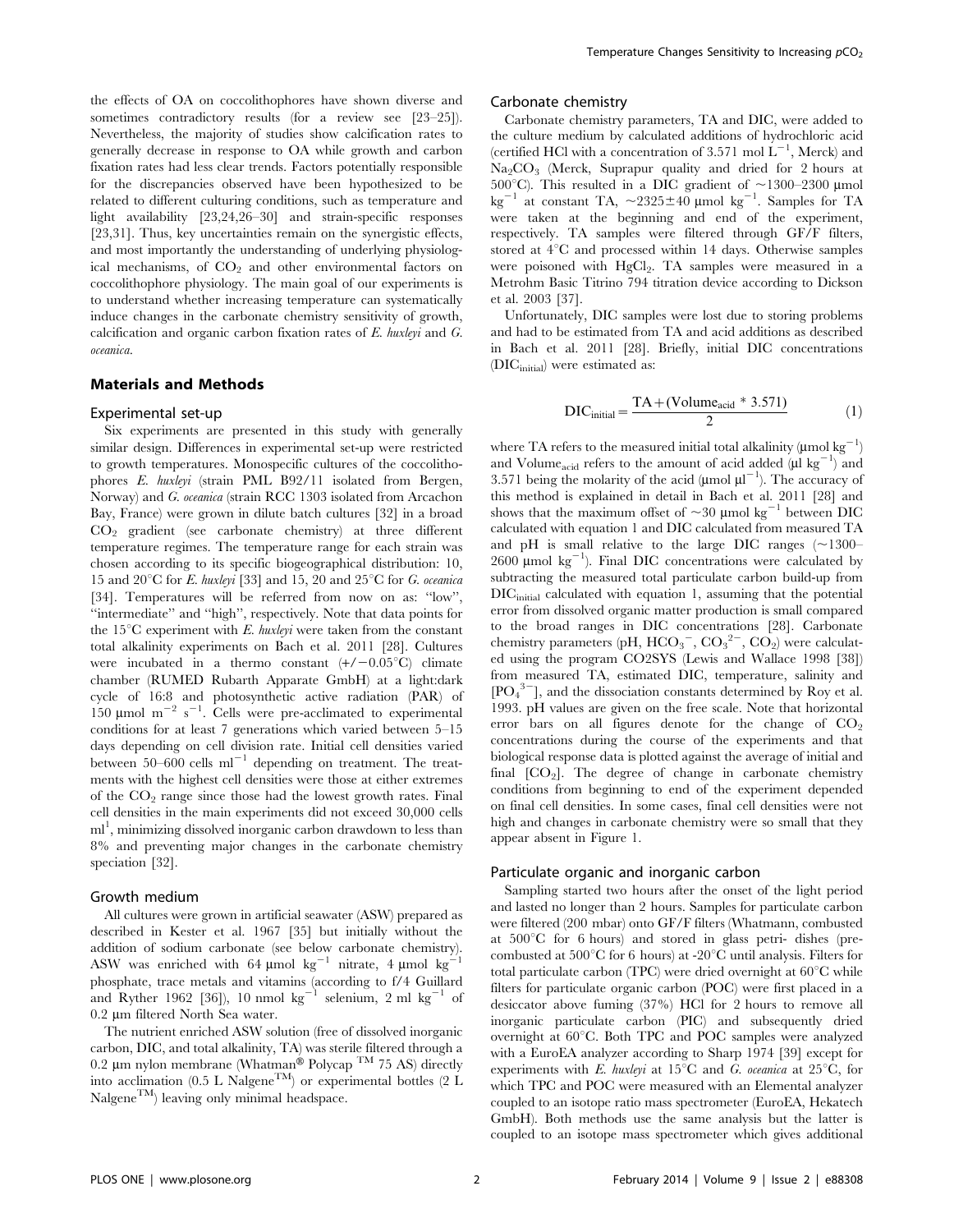the effects of OA on coccolithophores have shown diverse and sometimes contradictory results (for a review see [23–25]). Nevertheless, the majority of studies show calcification rates to generally decrease in response to OA while growth and carbon fixation rates had less clear trends. Factors potentially responsible for the discrepancies observed have been hypothesized to be related to different culturing conditions, such as temperature and light availability [23,24,26–30] and strain-specific responses [23,31]. Thus, key uncertainties remain on the synergistic effects, and most importantly the understanding of underlying physiological mechanisms, of $CO_2$ and other environmental factors on coccolithophore physiology. The main goal of our experiments is to understand whether increasing temperature can systematically induce changes in the carbonate chemistry sensitivity of growth, calcification and organic carbon fixation rates of *E. huxleyi* and *G. oceanica*.

## Materials and Methods

### Experimental set-up

Six experiments are presented in this study with generally similar design. Differences in experimental set-up were restricted to growth temperatures. Monospecific cultures of the coccolithophores *E. huxleyi* (strain PML B92/11 isolated from Bergen, Norway) and *G. oceanica* (strain RCC 1303 isolated from Arcachon Bay, France) were grown in dilute batch cultures [32] in a broad $CO_2$ gradient (see carbonate chemistry) at three different temperature regimes. The temperature range for each strain was chosen according to its specific biogeographical distribution: 10, 15 and 20°C for *E. huxleyi* [33] and 15, 20 and 25°C for *G. oceanica* [34]. Temperatures will be referred from now on as: "low", "intermediate" and "high", respectively. Note that data points for the 15°C experiment with *E. huxleyi* were taken from the constant total alkalinity experiments on Bach et al. 2011 [28]. Cultures were incubated in a thermo constant (+/−0.05°C) climate chamber (RUMED Rubarth Apparate GmbH) at a light:dark cycle of 16:8 and photosynthetic active radiation (PAR) of 150 µmol $m^{-2}$ $s^{-1}$. Cells were pre-acclimated to experimental conditions for at least 7 generations which varied between 5–15 days depending on cell division rate. Initial cell densities varied between 50–600 cells $ml^{-1}$ depending on treatment. The treatments with the highest cell densities were those at either extremes of the $CO_2$ range since those had the lowest growth rates. Final cell densities in the main experiments did not exceed 30,000 cells $ml^{1}$, minimizing dissolved inorganic carbon drawdown to less than 8% and preventing major changes in the carbonate chemistry speciation [32].

### Growth medium

All cultures were grown in artificial seawater (ASW) prepared as described in Kester et al. 1967 [35] but initially without the addition of sodium carbonate (see below carbonate chemistry). ASW was enriched with 64 µmol $kg^{-1}$ nitrate, 4 µmol $kg^{-1}$ phosphate, trace metals and vitamins (according to f/4 Guillard and Ryther 1962 [36]), 10 nmol $kg^{-1}$ selenium, 2 ml $kg^{-1}$ of 0.2 µm filtered North Sea water.

The nutrient enriched ASW solution (free of dissolved inorganic carbon, DIC, and total alkalinity, TA) was sterile filtered through a 0.2 µm nylon membrane (Whatman® Polycap ™ 75 AS) directly into acclimation (0.5 L Nalgene™) or experimental bottles (2 L Nalgene™) leaving only minimal headspace.

### Carbonate chemistry

Carbonate chemistry parameters, TA and DIC, were added to the culture medium by calculated additions of hydrochloric acid (certified HCl with a concentration of 3.571 mol $L^{-1}$, Merck) and $Na_2CO_3$ (Merck, Suprapur quality and dried for 2 hours at 500°C). This resulted in a DIC gradient of ~1300–2300 µmol $kg^{-1}$ at constant TA, ~2325±40 µmol $kg^{-1}$. Samples for TA were taken at the beginning and end of the experiment, respectively. TA samples were filtered through GF/F filters, stored at 4°C and processed within 14 days. Otherwise samples were poisoned with $HgCl_2$. TA samples were measured in a Metrohm Basic Titrino 794 titration device according to Dickson et al. 2003 [37].

Unfortunately, DIC samples were lost due to storing problems and had to be estimated from TA and acid additions as described in Bach et al. 2011 [28]. Briefly, initial DIC concentrations ($DIC_{initial}$) were estimated as:

$$DIC_{initial} = \frac{TA + (Volume_{acid} * 3.571)}{2} \quad (1)$$

where TA refers to the measured initial total alkalinity (µmol $kg^{-1}$) and $Volume_{acid}$ refers to the amount of acid added (µl $kg^{-1}$) and 3.571 being the molarity of the acid (µmol $µl^{-1}$). The accuracy of this method is explained in detail in Bach et al. 2011 [28] and shows that the maximum offset of ~30 µmol $kg^{-1}$ between DIC calculated with equation 1 and DIC calculated from measured TA and pH is small relative to the large DIC ranges (~1300–2600 µmol $kg^{-1}$). Final DIC concentrations were calculated by subtracting the measured total particulate carbon build-up from $DIC_{initial}$ calculated with equation 1, assuming that the potential error from dissolved organic matter production is small compared to the broad ranges in DIC concentrations [28]. Carbonate chemistry parameters (pH, $HCO_3^-$, $CO_3^{2-}$, $CO_2$) were calculated using the program CO2SYS (Lewis and Wallace 1998 [38]) from measured TA, estimated DIC, temperature, salinity and [$PO_4^{3-}$], and the dissociation constants determined by Roy et al. 1993. pH values are given on the free scale. Note that horizontal error bars on all figures denote for the change of $CO_2$ concentrations during the course of the experiments and that biological response data is plotted against the average of initial and final [$CO_2$]. The degree of change in carbonate chemistry conditions from beginning to end of the experiment depended on final cell densities. In some cases, final cell densities were not high and changes in carbonate chemistry were so small that they appear absent in Figure 1.

### Particulate organic and inorganic carbon

Sampling started two hours after the onset of the light period and lasted no longer than 2 hours. Samples for particulate carbon were filtered (200 mbar) onto GF/F filters (Whatmann, combusted at 500°C for 6 hours) and stored in glass petri- dishes (pre-combusted at 500°C for 6 hours) at -20°C until analysis. Filters for total particulate carbon (TPC) were dried overnight at 60°C while filters for particulate organic carbon (POC) were first placed in a desiccator above fuming (37%) HCl for 2 hours to remove all inorganic particulate carbon (PIC) and subsequently dried overnight at 60°C. Both TPC and POC samples were analyzed with a EuroEA analyzer according to Sharp 1974 [39] except for experiments with *E. huxleyi* at 15°C and *G. oceanica* at 25°C, for which TPC and POC were measured with an Elemental analyzer coupled to an isotope ratio mass spectrometer (EuroEA, Hekatech GmbH). Both methods use the same analysis but the latter is coupled to an isotope mass spectrometer which gives additional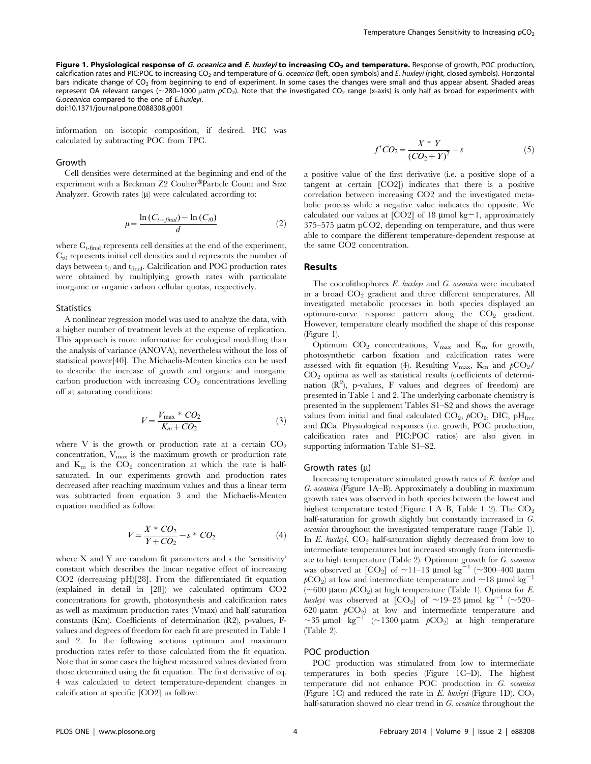**Figure 1. Physiological response of *G. oceanica* and *E. huxleyi* to increasing $CO_2$ and temperature.** Response of growth, POC production, calcification rates and PIC:POC to increasing $CO_2$ and temperature of *G. oceanica* (left, open symbols) and *E. huxleyi* (right, closed symbols). Horizontal bars indicate change of $CO_2$ from beginning to end of experiment. In some cases the changes were small and thus appear absent. Shaded areas represent OA relevant ranges (~280–1000 µatm $pCO_2$). Note that the investigated $CO_2$ range (x-axis) is only half as broad for experiments with *G.oceanica* compared to the one of *E.huxleyi*.
doi:10.1371/journal.pone.0088308.g001

information on isotopic composition, if desired. PIC was calculated by subtracting POC from TPC.

### Growth

Cell densities were determined at the beginning and end of the experiment with a Beckman Z2 Coulter®Particle Count and Size Analyzer. Growth rates (µ) were calculated according to:

$$\mu = \frac{\ln(C_{t-final}) - \ln(C_{t0})}{d} \tag{2}$$

where $C_{t\text{-final}}$ represents cell densities at the end of the experiment, $C_{t0}$ represents initial cell densities and d represents the number of days between $t_0$ and $t_{final}$. Calcification and POC production rates were obtained by multiplying growth rates with particulate inorganic or organic carbon cellular quotas, respectively.

### Statistics

A nonlinear regression model was used to analyze the data, with a higher number of treatment levels at the expense of replication. This approach is more informative for ecological modelling than the analysis of variance (ANOVA), nevertheless without the loss of statistical power[40]. The Michaelis-Menten kinetics can be used to describe the increase of growth and organic and inorganic carbon production with increasing $CO_2$ concentrations levelling off at saturating conditions:

$$V = \frac{V_{max} * CO_2}{K_m + CO_2} \tag{3}$$

where V is the growth or production rate at a certain $CO_2$ concentration, $V_{max}$ is the maximum growth or production rate and $K_m$ is the $CO_2$ concentration at which the rate is half-saturated. In our experiments growth and production rates decreased after reaching maximum values and thus a linear term was subtracted from equation 3 and the Michaelis-Menten equation modified as follow:

$$V = \frac{X * CO_2}{Y + CO_2} - s * CO_2 \tag{4}$$

where X and Y are random fit parameters and s the 'sensitivity' constant which describes the linear negative effect of increasing CO2 (decreasing pH)[28]. From the differentiated fit equation (explained in detail in [28]) we calculated optimum CO2 concentrations for growth, photosynthesis and calcification rates as well as maximum production rates (Vmax) and half saturation constants (Km). Coefficients of determination (R2), p-values, F-values and degrees of freedom for each fit are presented in Table 1 and 2. In the following sections optimum and maximum production rates refer to those calculated from the fit equation. Note that in some cases the highest measured values deviated from those determined using the fit equation. The first derivative of eq. 4 was calculated to detect temperature-dependent changes in calcification at specific [CO2] as follow:

$$f'CO_2 = \frac{X * Y}{(CO_2 + Y)^2} - s \tag{5}$$

a positive value of the first derivative (i.e. a positive slope of a tangent at certain [CO2]) indicates that there is a positive correlation between increasing CO2 and the investigated metabolic process while a negative value indicates the opposite. We calculated our values at [CO2] of 18 µmol kg−1, approximately 375–575 µatm pCO2, depending on temperature, and thus were able to compare the different temperature-dependent response at the same CO2 concentration.

## Results

The coccolithophores *E. huxleyi* and *G. oceanica* were incubated in a broad $CO_2$ gradient and three different temperatures. All investigated metabolic processes in both species displayed an optimum-curve response pattern along the $CO_2$ gradient. However, temperature clearly modified the shape of this response (Figure 1).

Optimum $CO_2$ concentrations, $V_{max}$ and $K_m$ for growth, photosynthetic carbon fixation and calcification rates were assessed with fit equation (4). Resulting $V_{max}$, $K_m$ and $pCO_2$/$CO_2$ optima as well as statistical results (coefficients of determination ($R^2$), p-values, F values and degrees of freedom) are presented in Table 1 and 2. The underlying carbonate chemistry is presented in the supplement Tables S1–S2 and shows the average values from initial and final calculated $CO_2$, $pCO_2$, DIC, $pH_{free}$ and ΩCa. Physiological responses (i.e. growth, POC production, calcification rates and PIC:POC ratios) are also given in supporting information Table S1–S2.

### Growth rates (µ)

Increasing temperature stimulated growth rates of *E. huxleyi* and *G. oceanica* (Figure 1A–B). Approximately a doubling in maximum growth rates was observed in both species between the lowest and highest temperature tested (Figure 1 A–B, Table 1–2). The $CO_2$ half-saturation for growth slightly but constantly increased in *G. oceanica* throughout the investigated temperature range (Table 1). In *E. huxleyi*, $CO_2$ half-saturation slightly decreased from low to intermediate temperatures but increased strongly from intermediate to high temperature (Table 2). Optimum growth for *G. oceanica* was observed at [$CO_2$] of ~11–13 µmol $kg^{-1}$ (~300–400 µatm $pCO_2$) at low and intermediate temperature and ~18 µmol $kg^{-1}$ (~600 µatm $pCO_2$) at high temperature (Table 1). Optima for *E. huxleyi* was observed at [$CO_2$] of ~19–23 µmol $kg^{-1}$ (~520–620 µatm $pCO_2$) at low and intermediate temperature and ~35 µmol $kg^{-1}$ (~1300 µatm $pCO_2$) at high temperature (Table 2).

### POC production

POC production was stimulated from low to intermediate temperatures in both species (Figure 1C–D). The highest temperature did not enhance POC production in *G. oceanica* (Figure 1C) and reduced the rate in *E. huxleyi* (Figure 1D). $CO_2$ half-saturation showed no clear trend in *G. oceanica* throughout the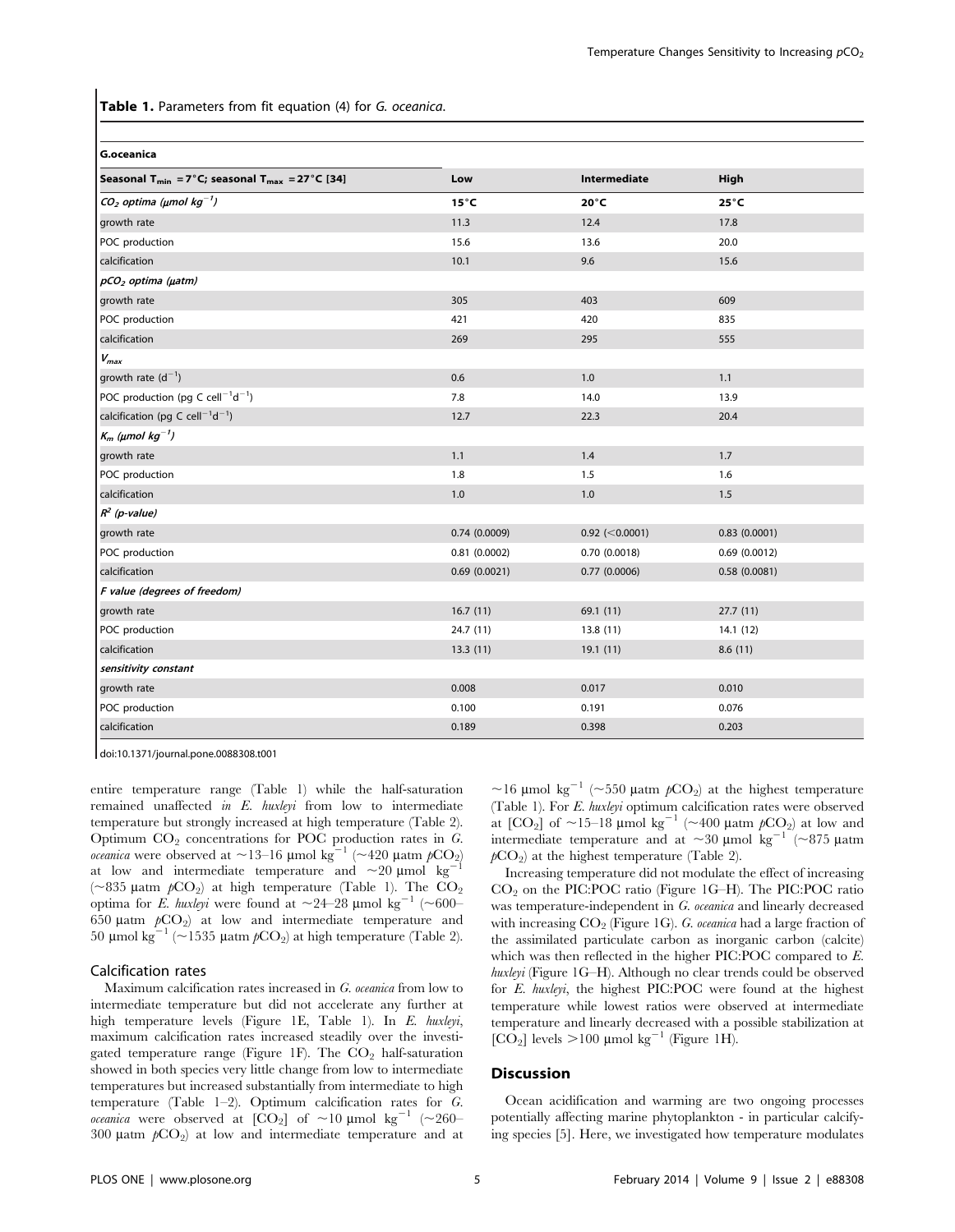**Table 1.** Parameters from fit equation (4) for *G. oceanica*.

| G.oceanica | | | |
|---|---|---|---|
| Seasonal $T_{min}$ = 7°C; seasonal $T_{max}$ = 27°C [34] | Low | Intermediate | High |
| *$CO_2$ optima (μmol kg$^{-1}$)* | 15°C | 20°C | 25°C |
| growth rate | 11.3 | 12.4 | 17.8 |
| POC production | 15.6 | 13.6 | 20.0 |
| calcification | 10.1 | 9.6 | 15.6 |
| *$pCO_2$ optima (μatm)* | | | |
| growth rate | 305 | 403 | 609 |
| POC production | 421 | 420 | 835 |
| calcification | 269 | 295 | 555 |
| *$V_{max}$* | | | |
| growth rate ($d^{-1}$) | 0.6 | 1.0 | 1.1 |
| POC production (pg C cell$^{-1}$d$^{-1}$) | 7.8 | 14.0 | 13.9 |
| calcification (pg C cell$^{-1}$d$^{-1}$) | 12.7 | 22.3 | 20.4 |
| *$K_m$ (μmol kg$^{-1}$)* | | | |
| growth rate | 1.1 | 1.4 | 1.7 |
| POC production | 1.8 | 1.5 | 1.6 |
| calcification | 1.0 | 1.0 | 1.5 |
| *$R^2$ (p-value)* | | | |
| growth rate | 0.74 (0.0009) | 0.92 (<0.0001) | 0.83 (0.0001) |
| POC production | 0.81 (0.0002) | 0.70 (0.0018) | 0.69 (0.0012) |
| calcification | 0.69 (0.0021) | 0.77 (0.0006) | 0.58 (0.0081) |
| *F value (degrees of freedom)* | | | |
| growth rate | 16.7 (11) | 69.1 (11) | 27.7 (11) |
| POC production | 24.7 (11) | 13.8 (11) | 14.1 (12) |
| calcification | 13.3 (11) | 19.1 (11) | 8.6 (11) |
| *sensitivity constant* | | | |
| growth rate | 0.008 | 0.017 | 0.010 |
| POC production | 0.100 | 0.191 | 0.076 |
| calcification | 0.189 | 0.398 | 0.203 |

doi:10.1371/journal.pone.0088308.t001

entire temperature range (Table 1) while the half-saturation remained unaffected *in E. huxleyi* from low to intermediate temperature but strongly increased at high temperature (Table 2). Optimum $CO_2$ concentrations for POC production rates in *G. oceanica* were observed at ~13–16 μmol kg$^{-1}$ (~420 μatm $pCO_2$) at low and intermediate temperature and ~20 μmol kg$^{-1}$ (~835 μatm $pCO_2$) at high temperature (Table 1). The $CO_2$ optima for *E. huxleyi* were found at ~24–28 μmol kg$^{-1}$ (~600–650 μatm $pCO_2$) at low and intermediate temperature and 50 μmol kg$^{-1}$ (~1535 μatm $pCO_2$) at high temperature (Table 2).

## Calcification rates

Maximum calcification rates increased in *G. oceanica* from low to intermediate temperature but did not accelerate any further at high temperature levels (Figure 1E, Table 1). In *E. huxleyi*, maximum calcification rates increased steadily over the investigated temperature range (Figure 1F). The $CO_2$ half-saturation showed in both species very little change from low to intermediate temperatures but increased substantially from intermediate to high temperature (Table 1–2). Optimum calcification rates for *G. oceanica* were observed at [$CO_2$] of ~10 μmol kg$^{-1}$ (~260–300 μatm $pCO_2$) at low and intermediate temperature and at ~16 μmol kg$^{-1}$ (~550 μatm $pCO_2$) at the highest temperature (Table 1). For *E. huxleyi* optimum calcification rates were observed at [$CO_2$] of ~15–18 μmol kg$^{-1}$ (~400 μatm $pCO_2$) at low and intermediate temperature and at ~30 μmol kg$^{-1}$ (~875 μatm $pCO_2$) at the highest temperature (Table 2).

Increasing temperature did not modulate the effect of increasing $CO_2$ on the PIC:POC ratio (Figure 1G–H). The PIC:POC ratio was temperature-independent in *G. oceanica* and linearly decreased with increasing $CO_2$ (Figure 1G). *G. oceanica* had a large fraction of the assimilated particulate carbon as inorganic carbon (calcite) which was then reflected in the higher PIC:POC compared to *E. huxleyi* (Figure 1G–H). Although no clear trends could be observed for *E. huxleyi*, the highest PIC:POC were found at the highest temperature while lowest ratios were observed at intermediate temperature and linearly decreased with a possible stabilization at [$CO_2$] levels >100 μmol kg$^{-1}$ (Figure 1H).

## Discussion

Ocean acidification and warming are two ongoing processes potentially affecting marine phytoplankton - in particular calcifying species [5]. Here, we investigated how temperature modulates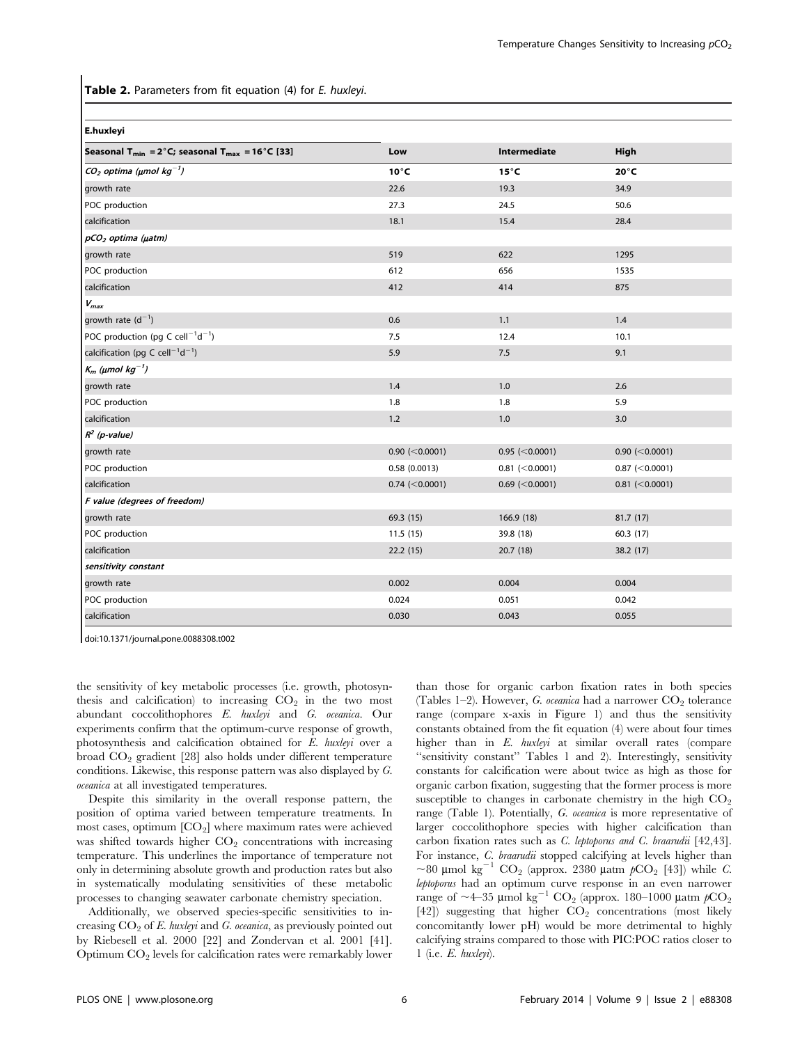**Table 2.** Parameters from fit equation (4) for *E. huxleyi*.

| **E.huxleyi** | | | |
|---|---|---|---|
| **Seasonal $T_{min}$ = 2°C; seasonal $T_{max}$ = 16°C [33]** | **Low** | **Intermediate** | **High** |
| ***$CO_2$ optima (µmol $kg^{-1}$)*** | **10°C** | **15°C** | **20°C** |
| growth rate | 22.6 | 19.3 | 34.9 |
| POC production | 27.3 | 24.5 | 50.6 |
| calcification | 18.1 | 15.4 | 28.4 |
| ***$pCO_2$ optima (µatm)*** | | | |
| growth rate | 519 | 622 | 1295 |
| POC production | 612 | 656 | 1535 |
| calcification | 412 | 414 | 875 |
| ***$V_{max}$*** | | | |
| growth rate ($d^{-1}$) | 0.6 | 1.1 | 1.4 |
| POC production (pg C $cell^{-1}d^{-1}$) | 7.5 | 12.4 | 10.1 |
| calcification (pg C $cell^{-1}d^{-1}$) | 5.9 | 7.5 | 9.1 |
| ***$K_m$ (µmol $kg^{-1}$)*** | | | |
| growth rate | 1.4 | 1.0 | 2.6 |
| POC production | 1.8 | 1.8 | 5.9 |
| calcification | 1.2 | 1.0 | 3.0 |
| ***$R^2$ (p-value)*** | | | |
| growth rate | 0.90 (<0.0001) | 0.95 (<0.0001) | 0.90 (<0.0001) |
| POC production | 0.58 (0.0013) | 0.81 (<0.0001) | 0.87 (<0.0001) |
| calcification | 0.74 (<0.0001) | 0.69 (<0.0001) | 0.81 (<0.0001) |
| ***F value (degrees of freedom)*** | | | |
| growth rate | 69.3 (15) | 166.9 (18) | 81.7 (17) |
| POC production | 11.5 (15) | 39.8 (18) | 60.3 (17) |
| calcification | 22.2 (15) | 20.7 (18) | 38.2 (17) |
| ***sensitivity constant*** | | | |
| growth rate | 0.002 | 0.004 | 0.004 |
| POC production | 0.024 | 0.051 | 0.042 |
| calcification | 0.030 | 0.043 | 0.055 |

doi:10.1371/journal.pone.0088308.t002

the sensitivity of key metabolic processes (i.e. growth, photosynthesis and calcification) to increasing $CO_2$ in the two most abundant coccolithophores *E. huxleyi* and *G. oceanica*. Our experiments confirm that the optimum-curve response of growth, photosynthesis and calcification obtained for *E. huxleyi* over a broad $CO_2$ gradient [28] also holds under different temperature conditions. Likewise, this response pattern was also displayed by *G. oceanica* at all investigated temperatures.

Despite this similarity in the overall response pattern, the position of optima varied between temperature treatments. In most cases, optimum [$CO_2$] where maximum rates were achieved was shifted towards higher $CO_2$ concentrations with increasing temperature. This underlines the importance of temperature not only in determining absolute growth and production rates but also in systematically modulating sensitivities of these metabolic processes to changing seawater carbonate chemistry speciation.

Additionally, we observed species-specific sensitivities to increasing $CO_2$ of *E. huxleyi* and *G. oceanica*, as previously pointed out by Riebesell et al. 2000 [22] and Zondervan et al. 2001 [41]. Optimum $CO_2$ levels for calcification rates were remarkably lower than those for organic carbon fixation rates in both species (Tables 1–2). However, *G. oceanica* had a narrower $CO_2$ tolerance range (compare x-axis in Figure 1) and thus the sensitivity constants obtained from the fit equation (4) were about four times higher than in *E. huxleyi* at similar overall rates (compare "sensitivity constant" Tables 1 and 2). Interestingly, sensitivity constants for calcification were about twice as high as those for organic carbon fixation, suggesting that the former process is more susceptible to changes in carbonate chemistry in the high $CO_2$ range (Table 1). Potentially, *G. oceanica* is more representative of larger coccolithophore species with higher calcification than carbon fixation rates such as *C. leptoporus and C. braarudii* [42,43]. For instance, *C. braarudii* stopped calcifying at levels higher than ~80 µmol $kg^{-1}$ $CO_2$ (approx. 2380 µatm $pCO_2$ [43]) while *C. leptoporus* had an optimum curve response in an even narrower range of ~4–35 µmol $kg^{-1}$ $CO_2$ (approx. 180–1000 µatm $pCO_2$ [42]) suggesting that higher $CO_2$ concentrations (most likely concomitantly lower pH) would be more detrimental to highly calcifying strains compared to those with PIC:POC ratios closer to 1 (i.e. *E. huxleyi*).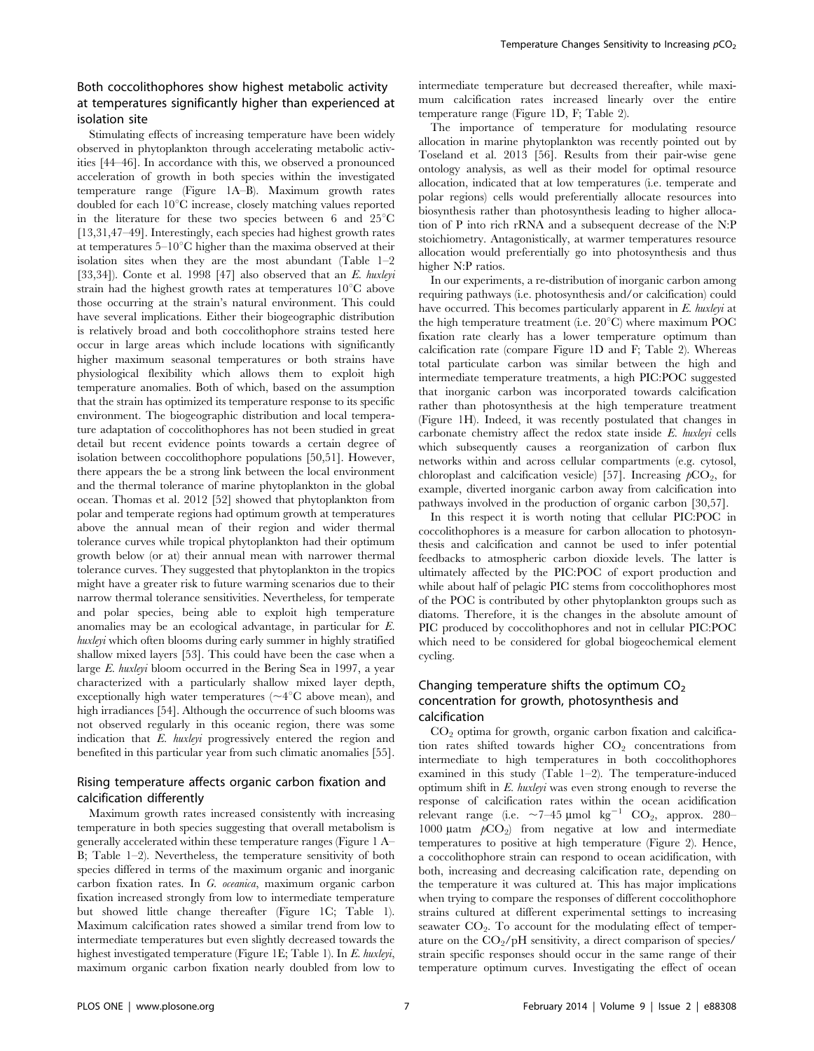## Both coccolithophores show highest metabolic activity at temperatures significantly higher than experienced at isolation site

Stimulating effects of increasing temperature have been widely observed in phytoplankton through accelerating metabolic activities [44–46]. In accordance with this, we observed a pronounced acceleration of growth in both species within the investigated temperature range (Figure 1A–B). Maximum growth rates doubled for each 10°C increase, closely matching values reported in the literature for these two species between 6 and 25°C [13,31,47–49]. Interestingly, each species had highest growth rates at temperatures 5–10°C higher than the maxima observed at their isolation sites when they are the most abundant (Table 1–2 [33,34]). Conte et al. 1998 [47] also observed that an *E. huxleyi* strain had the highest growth rates at temperatures 10°C above those occurring at the strain's natural environment. This could have several implications. Either their biogeographic distribution is relatively broad and both coccolithophore strains tested here occur in large areas which include locations with significantly higher maximum seasonal temperatures or both strains have physiological flexibility which allows them to exploit high temperature anomalies. Both of which, based on the assumption that the strain has optimized its temperature response to its specific environment. The biogeographic distribution and local temperature adaptation of coccolithophores has not been studied in great detail but recent evidence points towards a certain degree of isolation between coccolithophore populations [50,51]. However, there appears the be a strong link between the local environment and the thermal tolerance of marine phytoplankton in the global ocean. Thomas et al. 2012 [52] showed that phytoplankton from polar and temperate regions had optimum growth at temperatures above the annual mean of their region and wider thermal tolerance curves while tropical phytoplankton had their optimum growth below (or at) their annual mean with narrower thermal tolerance curves. They suggested that phytoplankton in the tropics might have a greater risk to future warming scenarios due to their narrow thermal tolerance sensitivities. Nevertheless, for temperate and polar species, being able to exploit high temperature anomalies may be an ecological advantage, in particular for *E. huxleyi* which often blooms during early summer in highly stratified shallow mixed layers [53]. This could have been the case when a large *E. huxleyi* bloom occurred in the Bering Sea in 1997, a year characterized with a particularly shallow mixed layer depth, exceptionally high water temperatures (~4°C above mean), and high irradiances [54]. Although the occurrence of such blooms was not observed regularly in this oceanic region, there was some indication that *E. huxleyi* progressively entered the region and benefited in this particular year from such climatic anomalies [55].

## Rising temperature affects organic carbon fixation and calcification differently

Maximum growth rates increased consistently with increasing temperature in both species suggesting that overall metabolism is generally accelerated within these temperature ranges (Figure 1 A–B; Table 1–2). Nevertheless, the temperature sensitivity of both species differed in terms of the maximum organic and inorganic carbon fixation rates. In *G. oceanica*, maximum organic carbon fixation increased strongly from low to intermediate temperature but showed little change thereafter (Figure 1C; Table 1). Maximum calcification rates showed a similar trend from low to intermediate temperatures but even slightly decreased towards the highest investigated temperature (Figure 1E; Table 1). In *E. huxleyi*, maximum organic carbon fixation nearly doubled from low to intermediate temperature but decreased thereafter, while maximum calcification rates increased linearly over the entire temperature range (Figure 1D, F; Table 2).

The importance of temperature for modulating resource allocation in marine phytoplankton was recently pointed out by Toseland et al. 2013 [56]. Results from their pair-wise gene ontology analysis, as well as their model for optimal resource allocation, indicated that at low temperatures (i.e. temperate and polar regions) cells would preferentially allocate resources into biosynthesis rather than photosynthesis leading to higher allocation of P into rich rRNA and a subsequent decrease of the N:P stoichiometry. Antagonistically, at warmer temperatures resource allocation would preferentially go into photosynthesis and thus higher N:P ratios.

In our experiments, a re-distribution of inorganic carbon among requiring pathways (i.e. photosynthesis and/or calcification) could have occurred. This becomes particularly apparent in *E. huxleyi* at the high temperature treatment (i.e. 20°C) where maximum POC fixation rate clearly has a lower temperature optimum than calcification rate (compare Figure 1D and F; Table 2). Whereas total particulate carbon was similar between the high and intermediate temperature treatments, a high PIC:POC suggested that inorganic carbon was incorporated towards calcification rather than photosynthesis at the high temperature treatment (Figure 1H). Indeed, it was recently postulated that changes in carbonate chemistry affect the redox state inside *E. huxleyi* cells which subsequently causes a reorganization of carbon flux networks within and across cellular compartments (e.g. cytosol, chloroplast and calcification vesicle) [57]. Increasing $pCO_2$, for example, diverted inorganic carbon away from calcification into pathways involved in the production of organic carbon [30,57].

In this respect it is worth noting that cellular PIC:POC in coccolithophores is a measure for carbon allocation to photosynthesis and calcification and cannot be used to infer potential feedbacks to atmospheric carbon dioxide levels. The latter is ultimately affected by the PIC:POC of export production and while about half of pelagic PIC stems from coccolithophores most of the POC is contributed by other phytoplankton groups such as diatoms. Therefore, it is the changes in the absolute amount of PIC produced by coccolithophores and not in cellular PIC:POC which need to be considered for global biogeochemical element cycling.

## Changing temperature shifts the optimum $CO_2$ concentration for growth, photosynthesis and calcification

$CO_2$ optima for growth, organic carbon fixation and calcification rates shifted towards higher $CO_2$ concentrations from intermediate to high temperatures in both coccolithophores examined in this study (Table 1–2). The temperature-induced optimum shift in *E. huxleyi* was even strong enough to reverse the response of calcification rates within the ocean acidification relevant range (i.e. ~7–45 µmol kg$^{-1}$ $CO_2$, approx. 280–1000 µatm $pCO_2$) from negative at low and intermediate temperatures to positive at high temperature (Figure 2). Hence, a coccolithophore strain can respond to ocean acidification, with both, increasing and decreasing calcification rate, depending on the temperature it was cultured at. This has major implications when trying to compare the responses of different coccolithophore strains cultured at different experimental settings to increasing seawater $CO_2$. To account for the modulating effect of temperature on the $CO_2$/pH sensitivity, a direct comparison of species/strain specific responses should occur in the same range of their temperature optimum curves. Investigating the effect of ocean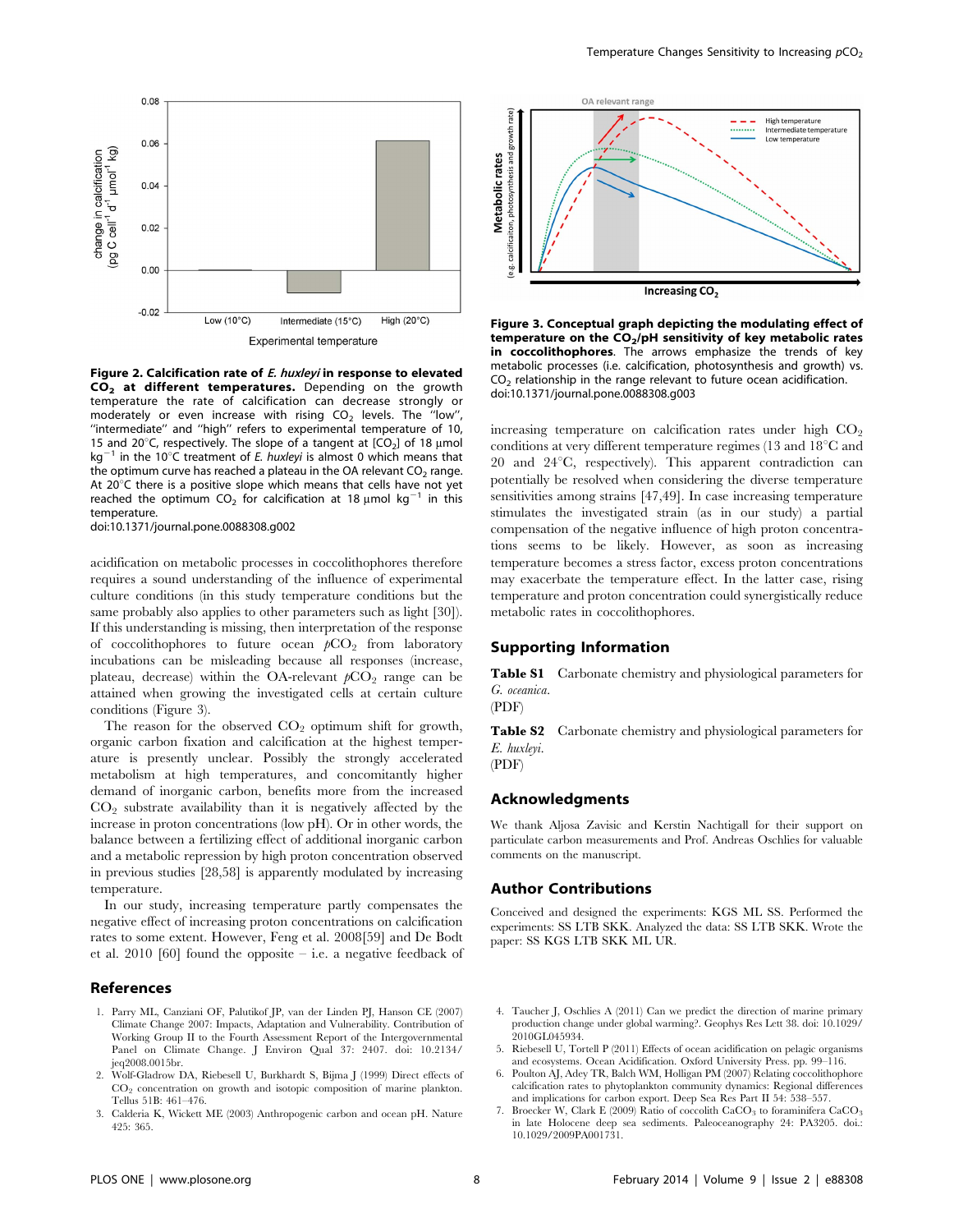**Figure 2. Calcification rate of *E. huxleyi* in response to elevated $CO_2$ at different temperatures.** Depending on the growth temperature the rate of calcification can decrease strongly or moderately or even increase with rising $CO_2$ levels. The "low", "intermediate" and "high" refers to experimental temperature of 10, 15 and 20°C, respectively. The slope of a tangent at $[CO_2]$ of 18 µmol $kg^{-1}$ in the 10°C treatment of *E. huxleyi* is almost 0 which means that the optimum curve has reached a plateau in the OA relevant $CO_2$ range. At 20°C there is a positive slope which means that cells have not yet reached the optimum $CO_2$ for calcification at 18 µmol $kg^{-1}$ in this temperature.
doi:10.1371/journal.pone.0088308.g002

acidification on metabolic processes in coccolithophores therefore requires a sound understanding of the influence of experimental culture conditions (in this study temperature conditions but the same probably also applies to other parameters such as light [30]). If this understanding is missing, then interpretation of the response of coccolithophores to future ocean $pCO_2$ from laboratory incubations can be misleading because all responses (increase, plateau, decrease) within the OA-relevant $pCO_2$ range can be attained when growing the investigated cells at certain culture conditions (Figure 3).

The reason for the observed $CO_2$ optimum shift for growth, organic carbon fixation and calcification at the highest temperature is presently unclear. Possibly the strongly accelerated metabolism at high temperatures, and concomitantly higher demand of inorganic carbon, benefits more from the increased $CO_2$ substrate availability than it is negatively affected by the increase in proton concentrations (low pH). Or in other words, the balance between a fertilizing effect of additional inorganic carbon and a metabolic repression by high proton concentration observed in previous studies [28,58] is apparently modulated by increasing temperature.

In our study, increasing temperature partly compensates the negative effect of increasing proton concentrations on calcification rates to some extent. However, Feng et al. 2008[59] and De Bodt et al. 2010 [60] found the opposite – i.e. a negative feedback of increasing temperature on calcification rates under high $CO_2$ conditions at very different temperature regimes (13 and 18°C and 20 and 24°C, respectively). This apparent contradiction can potentially be resolved when considering the diverse temperature sensitivities among strains [47,49]. In case increasing temperature stimulates the investigated strain (as in our study) a partial compensation of the negative influence of high proton concentrations seems to be likely. However, as soon as increasing temperature becomes a stress factor, excess proton concentrations may exacerbate the temperature effect. In the latter case, rising temperature and proton concentration could synergistically reduce metabolic rates in coccolithophores.

**Figure 3. Conceptual graph depicting the modulating effect of temperature on the $CO_2$/pH sensitivity of key metabolic rates in coccolithophores.** The arrows emphasize the trends of key metabolic processes (i.e. calcification, photosynthesis and growth) vs. $CO_2$ relationship in the range relevant to future ocean acidification.
doi:10.1371/journal.pone.0088308.g003

## Supporting Information

**Table S1** Carbonate chemistry and physiological parameters for *G. oceanica*.
(PDF)

**Table S2** Carbonate chemistry and physiological parameters for *E. huxleyi*.
(PDF)

## Acknowledgments

We thank Aljosa Zavisic and Kerstin Nachtigall for their support on particulate carbon measurements and Prof. Andreas Oschlies for valuable comments on the manuscript.

## Author Contributions

Conceived and designed the experiments: KGS ML SS. Performed the experiments: SS LTB SKK. Analyzed the data: SS LTB SKK. Wrote the paper: SS KGS LTB SKK ML UR.

## References

1. Parry ML, Canziani OF, Palutikof JP, van der Linden PJ, Hanson CE (2007) Climate Change 2007: Impacts, Adaptation and Vulnerability. Contribution of Working Group II to the Fourth Assessment Report of the Intergovernmental Panel on Climate Change. J Environ Qual 37: 2407. doi: 10.2134/jeq2008.0015br.
2. Wolf-Gladrow DA, Riebesell U, Burkhardt S, Bijma J (1999) Direct effects of $CO_2$ concentration on growth and isotopic composition of marine plankton. Tellus 51B: 461–476.
3. Calderia K, Wickett ME (2003) Anthropogenic carbon and ocean pH. Nature 425: 365.
4. Taucher J, Oschlies A (2011) Can we predict the direction of marine primary production change under global warming?. Geophys Res Lett 38. doi: 10.1029/2010GL045934.
5. Riebesell U, Tortell P (2011) Effects of ocean acidification on pelagic organisms and ecosystems. Ocean Acidification. Oxford University Press. pp. 99–116.
6. Poulton AJ, Adey TR, Balch WM, Holligan PM (2007) Relating coccolithophore calcification rates to phytoplankton community dynamics: Regional differences and implications for carbon export. Deep Sea Res Part II 54: 538–557.
7. Broecker W, Clark E (2009) Ratio of coccolith $CaCO_3$ to foraminifera $CaCO_3$ in late Holocene deep sea sediments. Paleoceanography 24: PA3205. doi.: 10.1029/2009PA001731.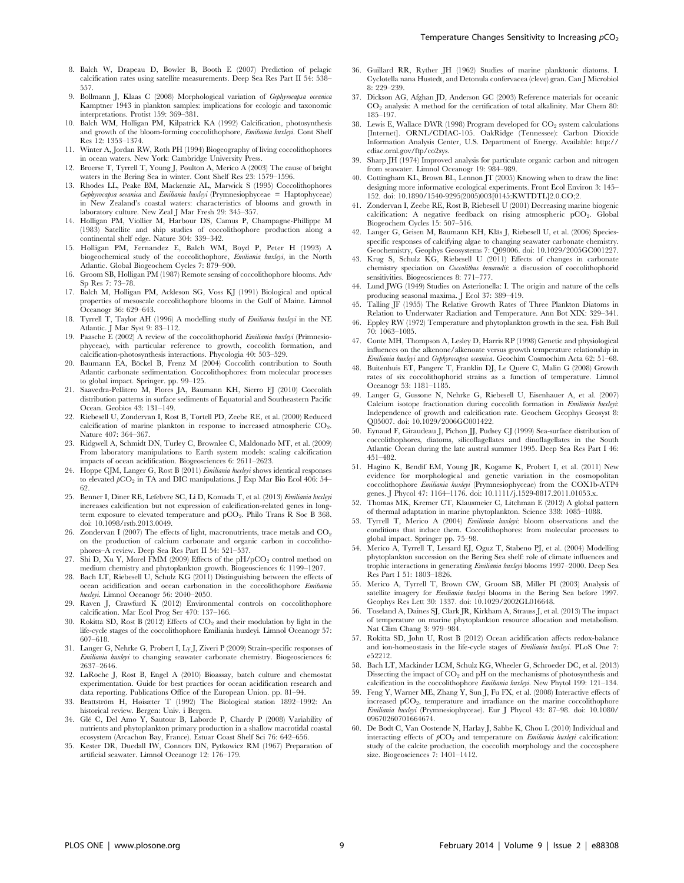8. Balch W, Drapeau D, Bowler B, Booth E (2007) Prediction of pelagic calcification rates using satellite measurements. Deep Sea Res Part II 54: 538–557.
9. Bollmann J, Klaas C (2008) Morphological variation of *Gephyrocapsa oceanica* Kamptner 1943 in plankton samples: implications for ecologic and taxonomic interpretations. Protist 159: 369–381.
10. Balch WM, Holligan PM, Kilpatrick KA (1992) Calcification, photosynthesis and growth of the bloom-forming coccolithophore, *Emiliania huxleyi*. Cont Shelf Res 12: 1353–1374.
11. Winter A, Jordan RW, Roth PH (1994) Biogeography of living coccolithophores in ocean waters. New York: Cambridge University Press.
12. Broerse T, Tyrrell T, Young J, Poulton A, Merico A (2003) The cause of bright waters in the Bering Sea in winter. Cont Shelf Res 23: 1579–1596.
13. Rhodes LL, Peake BM, Mackenzie AL, Marwick S (1995) Coccolithophores *Gephyrocapsa oceanica* and *Emiliania huxleyi* (Prymnesiophyceae = Haptophyceae) in New Zealand's coastal waters: characteristics of blooms and growth in laboratory culture. New Zeal J Mar Fresh 29: 345–357.
14. Holligan PM, Viollier M, Harbour DS, Camus P, Champagne-Phillippe M (1983) Satellite and ship studies of coccolithophore production along a continental shelf edge. Nature 304: 339–342.
15. Holligan PM, Fernandez E, Balch WM, Boyd P, Peter H (1993) A biogeochemical study of the coccolithophore, *Emiliania huxleyi*, in the North Atlantic. Global Biogeochem Cycles 7: 879–900.
16. Groom SB, Holligan PM (1987) Remote sensing of coccolithophore blooms. Adv Sp Res 7: 73–78.
17. Balch M, Holligan PM, Ackleson SG, Voss KJ (1991) Biological and optical properties of mesoscale coccolithophore blooms in the Gulf of Maine. Limnol Oceanogr 36: 629–643.
18. Tyrrell T, Taylor AH (1996) A modelling study of *Emiliania huxleyi* in the NE Atlantic. J Mar Syst 9: 83–112.
19. Paasche E (2002) A review of the coccolithophorid *Emiliania huxleyi* (Prymnesiophyceae), with particular reference to growth, coccolith formation, and calcification-photosynthesis interactions. Phycologia 40: 503–529.
20. Baumann EA, Böckel B, Frenz M (2004) Coccolith contribution to South Atlantic carbonate sedimentation. Coccolithophores: from molecular processes to global impact. Springer. pp. 99–125.
21. Saavedra-Pellitero M, Flores JA, Baumann KH, Sierro FJ (2010) Coccolith distribution patterns in surface sediments of Equatorial and Southeastern Pacific Ocean. Geobios 43: 131–149.
22. Riebesell U, Zondervan I, Rost B, Tortell PD, Zeebe RE, et al. (2000) Reduced calcification of marine plankton in response to increased atmospheric $CO_2$. Nature 407: 364–367.
23. Ridgwell A, Schmidt DN, Turley C, Brownlee C, Maldonado MT, et al. (2009) From laboratory manipulations to Earth system models: scaling calcification impacts of ocean acidification. Biogeosciences 6: 2611–2623.
24. Hoppe CJM, Langer G, Rost B (2011) *Emiliania huxleyi* shows identical responses to elevated $p$CO$_2$ in TA and DIC manipulations. J Exp Mar Bio Ecol 406: 54–62.
25. Benner I, Diner RE, Lefebvre SC, Li D, Komada T, et al. (2013) *Emiliania huxleyi* increases calcification but not expression of calcification-related genes in long-term exposure to elevated temperature and pCO$_2$. Philo Trans R Soc B 368. doi: 10.1098/rstb.2013.0049.
26. Zondervan I (2007) The effects of light, macronutrients, trace metals and $CO_2$ on the production of calcium carbonate and organic carbon in coccolithophores–A review. Deep Sea Res Part II 54: 521–537.
27. Shi D, Xu Y, Morel FMM (2009) Effects of the pH/pCO$_2$ control method on medium chemistry and phytoplankton growth. Biogeosciences 6: 1199–1207.
28. Bach LT, Riebesell U, Schulz KG (2011) Distinguishing between the effects of ocean acidification and ocean carbonation in the coccolithophore *Emiliania huxleyi*. Limnol Oceanogr 56: 2040–2050.
29. Raven J, Crawfurd K (2012) Environmental controls on coccolithophore calcification. Mar Ecol Prog Ser 470: 137–166.
30. Rokitta SD, Rost B (2012) Effects of $CO_2$ and their modulation by light in the life-cycle stages of the coccolithophore Emiliania huxleyi. Limnol Oceanogr 57: 607–618.
31. Langer G, Nehrke G, Probert I, Ly J, Ziveri P (2009) Strain-specific responses of *Emiliania huxleyi* to changing seawater carbonate chemistry. Biogeosciences 6: 2637–2646.
32. LaRoche J, Rost B, Engel A (2010) Bioassay, batch culture and chemostat experimentation. Guide for best practices for ocean acidification research and data reporting. Publications Office of the European Union. pp. 81–94.
33. Brattström H, Hoisæter T (1992) The Biological station 1892–1992: An historical review. Bergen: Univ. i Bergen.
34. Glé C, Del Amo Y, Sautour B, Laborde P, Chardy P (2008) Variability of nutrients and phytoplankton primary production in a shallow macrotidal coastal ecosystem (Arcachon Bay, France). Estuar Coast Shelf Sci 76: 642–656.
35. Kester DR, Duedall IW, Connors DN, Pytkowicz RM (1967) Preparation of artificial seawater. Limnol Oceanogr 12: 176–179.
36. Guillard RR, Ryther JH (1962) Studies of marine planktonic diatoms. I. Cyclotella nana Hustedt, and Detonula confervacea (cleve) gran. Can J Microbiol 8: 229–239.
37. Dickson AG, Afghan JD, Anderson GC (2003) Reference materials for oceanic $CO_2$ analysis: A method for the certification of total alkalinity. Mar Chem 80: 185–197.
38. Lewis E, Wallace DWR (1998) Program developed for $CO_2$ system calculations [Internet]. ORNL/CDIAC-105. OakRidge (Tennessee): Carbon Dioxide Information Analysis Center, U.S. Department of Energy. Available: http://cdiac.ornl.gov/ftp/co2sys.
39. Sharp JH (1974) Improved analysis for particulate organic carbon and nitrogen from seawater. Limnol Oceanogr 19: 984–989.
40. Cottingham KL, Brown BL, Lennon JT (2005) Knowing when to draw the line: designing more informative ecological experiments. Front Ecol Environ 3: 145–152. doi: 10.1890/1540-9295(2005)003[0145:KWTDTL]2.0.CO;2.
41. Zondervan I, Zeebe RE, Rost B, Riebesell U (2001) Decreasing marine biogenic calcification: A negative feedback on rising atmospheric pCO$_2$. Global Biogeochem Cycles 15: 507–516.
42. Langer G, Geisen M, Baumann KH, Kläs J, Riebesell U, et al. (2006) Species-specific responses of calcifying algae to changing seawater carbonate chemistry. Geochemistry, Geophys Geosystems 7: Q09006. doi: 10.1029/2005GC001227.
43. Krug S, Schulz KG, Riebesell U (2011) Effects of changes in carbonate chemistry speciation on *Coccolithus braarudii*: a discussion of coccolithophorid sensitivities. Biogeosciences 8: 771–777.
44. Lund JWG (1949) Studies on Asterionella: I. The origin and nature of the cells producing seasonal maxima. J Ecol 37: 389–419.
45. Talling JF (1955) The Relative Growth Rates of Three Plankton Diatoms in Relation to Underwater Radiation and Temperature. Ann Bot XIX: 329–341.
46. Eppley RW (1972) Temperature and phytoplankton growth in the sea. Fish Bull 70: 1063–1085.
47. Conte MH, Thompson A, Lesley D, Harris RP (1998) Genetic and physiological influences on the alkenone/alkenoate versus growth temperature relationship in *Emiliania huxleyi* and *Gephyrocapsa oceanica*. Geochim Cosmochim Acta 62: 51–68.
48. Buitenhuis ET, Pangerc T, Franklin DJ, Le Quere C, Malin G (2008) Growth rates of six coccolithophorid strains as a function of temperature. Limnol Oceanogr 53: 1181–1185.
49. Langer G, Gussone N, Nehrke G, Riebesell U, Eisenhauer A, et al. (2007) Calcium isotope fractionation during coccolith formation in *Emiliania huxleyi*: Independence of growth and calcification rate. Geochem Geophys Geosyst 8: Q05007. doi: 10.1029/2006GC001422.
50. Eynaud F, Giraudeau J, Pichon JJ, Pudsey CJ (1999) Sea-surface distribution of coccolithophores, diatoms, silicoflagellates and dinoflagellates in the South Atlantic Ocean during the late austral summer 1995. Deep Sea Res Part I 46: 451–482.
51. Hagino K, Bendif EM, Young JR, Kogame K, Probert I, et al. (2011) New evidence for morphological and genetic variation in the cosmopolitan coccolithophore *Emiliania huxleyi* (Prymnesiophyceae) from the COX1b-ATP4 genes. J Phycol 47: 1164–1176. doi: 10.1111/j.1529-8817.2011.01053.x.
52. Thomas MK, Kremer CT, Klausmeier C, Litchman E (2012) A global pattern of thermal adaptation in marine phytoplankton. Science 338: 1085–1088.
53. Tyrrell T, Merico A (2004) *Emiliania huxleyi*: bloom observations and the conditions that induce them. Coccolithophores: from molecular processes to global impact. Springer pp. 75–98.
54. Merico A, Tyrrell T, Lessard EJ, Oguz T, Stabeno PJ, et al. (2004) Modelling phytoplankton succession on the Bering Sea shelf: role of climate influences and trophic interactions in generating *Emiliania huxleyi* blooms 1997–2000. Deep Sea Res Part I 51: 1803–1826.
55. Merico A, Tyrrell T, Brown CW, Groom SB, Miller PI (2003) Analysis of satellite imagery for *Emiliania huxleyi* blooms in the Bering Sea before 1997. Geophys Res Lett 30: 1337. doi: 10.1029/2002GL016648.
56. Toseland A, Daines SJ, Clark JR, Kirkham A, Strauss J, et al. (2013) The impact of temperature on marine phytoplankton resource allocation and metabolism. Nat Clim Chang 3: 979–984.
57. Rokitta SD, John U, Rost B (2012) Ocean acidification affects redox-balance and ion-homeostasis in the life-cycle stages of *Emiliania huxleyi*. PLoS One 7: e52212.
58. Bach LT, Mackinder LCM, Schulz KG, Wheeler G, Schroeder DC, et al. (2013) Dissecting the impact of $CO_2$ and pH on the mechanisms of photosynthesis and calcification in the coccolithophore *Emiliania huxleyi*. New Phytol 199: 121–134.
59. Feng Y, Warner ME, Zhang Y, Sun J, Fu FX, et al. (2008) Interactive effects of increased pCO$_2$, temperature and irradiance on the marine coccolithophore *Emiliania huxleyi* (Prymnesiophyceae). Eur J Phycol 43: 87–98. doi: 10.1080/09670260701664674.
60. De Bodt C, Van Oostende N, Harlay J, Sabbe K, Chou L (2010) Individual and interacting effects of $p$CO$_2$ and temperature on *Emiliania huxleyi* calcification: study of the calcite production, the coccolith morphology and the coccosphere size. Biogeosciences 7: 1401–1412.